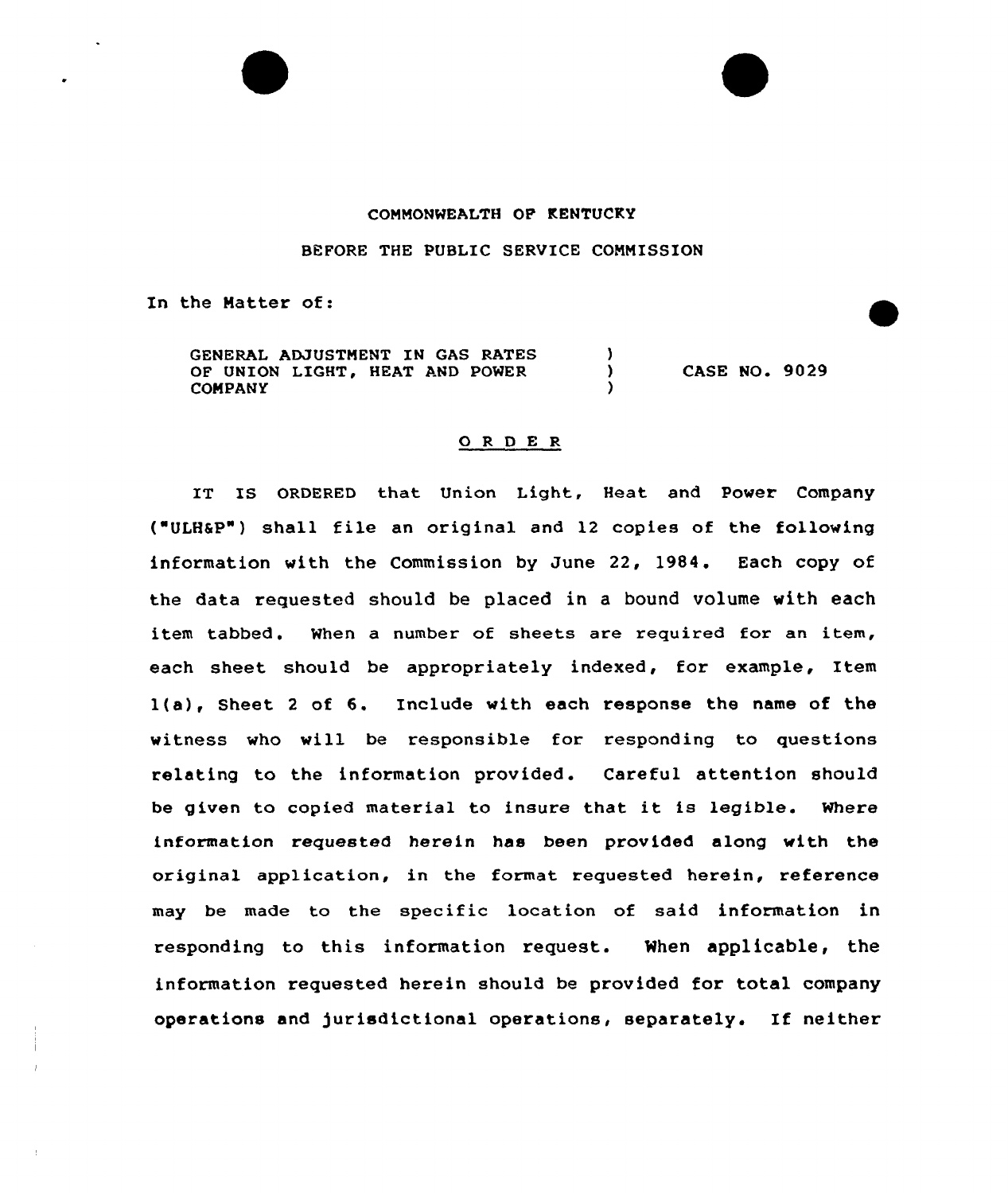COMMONWEALTH OF KENTUCKY

BEFORE THE PUBLIC SERVICE COMMISSION

In the Matter of:

| | | |
|---|---|---|
| GENERAL ADJUSTMENT IN GAS RATES OF UNION LIGHT, HEAT AND POWER COMPANY | ) ) ) | CASE NO. 9029 |

## O R D E R

IT IS ORDERED that Union Light, Heat and Power Company ("ULH&P") shall file an original and 12 copies of the following information with the Commission by June 22, 1984. Each copy of the data requested should be placed in a bound volume with each item tabbed. When a number of sheets are required for an item, each sheet should be appropriately indexed, for example, Item 1(a), Sheet 2 of 6. Include with each response the name of the witness who will be responsible for responding to questions relating to the information provided. Careful attention should be given to copied material to insure that it is legible. Where information requested herein has been provided along with the original application, in the format requested herein, reference may be made to the specific location of said information in responding to this information request. When applicable, the information requested herein should be provided for total company operations and jurisdictional operations, separately. If neither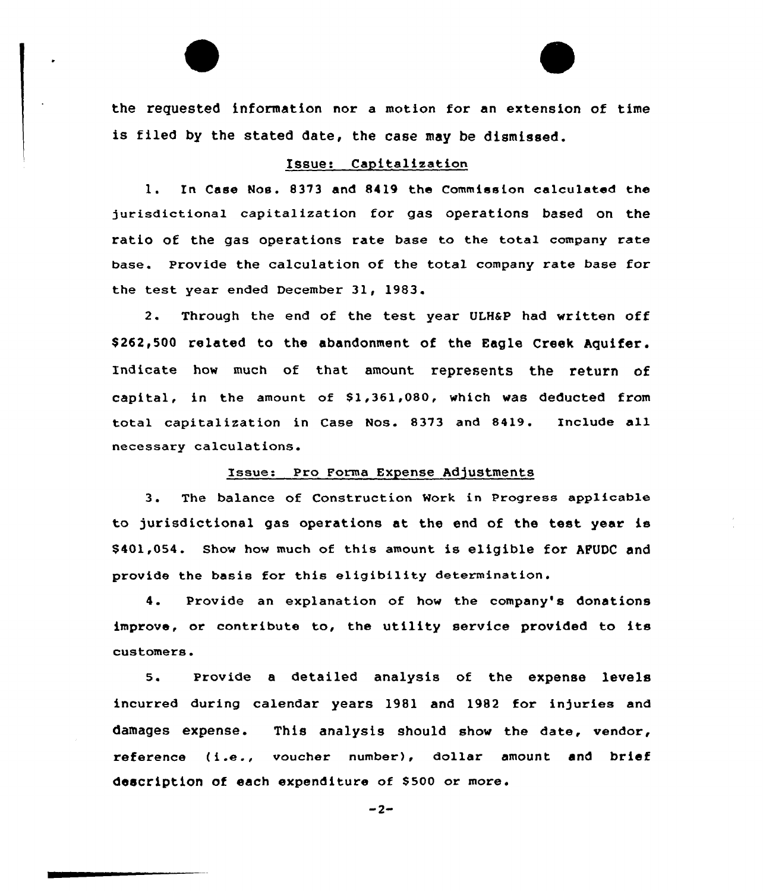the requested information nor a motion for an extension of time is filed by the stated date, the case may be dismissed.

Issue: Capitalization

1. In Case Nos. 8373 and 8419 the Commission calculated the jurisdictional capitalization for gas operations based on the ratio of the gas operations rate base to the total company rate base. Provide the calculation of the total company rate base for the test year ended December 31, 1983.

2. Through the end of the test year ULH&P had written off $262,500 related to the abandonment of the Eagle Creek Aquifer. Indicate how much of that amount represents the return of capital, in the amount of $1,361,080, which was deducted from total capitalization in Case Nos. 8373 and 8419. Include all necessary calculations.

Issue: Pro Forma Expense Adjustments

3. The balance of Construction Work in Progress applicable to jurisdictional gas operations at the end of the test year is $401,054. Show how much of this amount is eligible for AFUDC and provide the basis for this eligibility determination.

4. Provide an explanation of how the company's donations improve, or contribute to, the utility service provided to its customers.

5. Provide a detailed analysis of the expense levels incurred during calendar years 1981 and 1982 for injuries and damages expense. This analysis should show the date, vendor, reference (i.e., voucher number), dollar amount and brief description of each expenditure of $500 or more.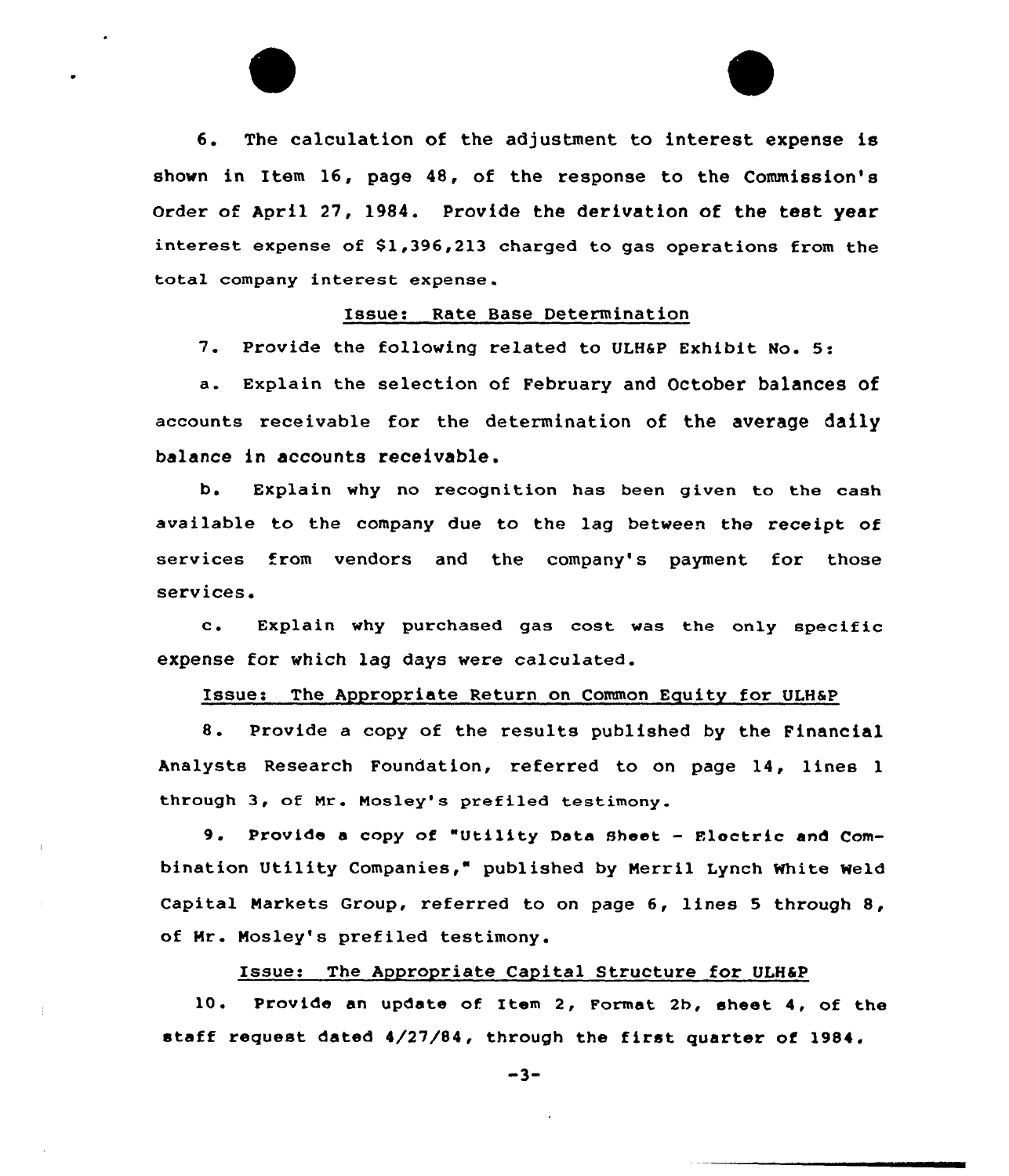6. The calculation of the adjustment to interest expense is shown in Item 16, page 48, of the response to the Commission's Order of April 27, 1984. Provide the derivation of the test year interest expense of $1,396,213 charged to gas operations from the total company interest expense.

Issue: Rate Base Determination

7. Provide the following related to ULH&P Exhibit No. 5:

a. Explain the selection of February and October balances of accounts receivable for the determination of the average daily balance in accounts receivable.

b. Explain why no recognition has been given to the cash available to the company due to the lag between the receipt of services from vendors and the company's payment for those services.

c. Explain why purchased gas cost was the only specific expense for which lag days were calculated.

Issue: The Appropriate Return on Common Equity for ULH&P

8. Provide a copy of the results published by the Financial Analysts Research Foundation, referred to on page 14, lines 1 through 3, of Mr. Mosley's prefiled testimony.

9. Provide a copy of "Utility Data Sheet - Electric and Combination Utility Companies," published by Merril Lynch White Weld Capital Markets Group, referred to on page 6, lines 5 through 8, of Mr. Mosley's prefiled testimony.

Issue: The Appropriate Capital Structure for ULH&P

10. Provide an update of Item 2, Format 2b, sheet 4, of the staff request dated 4/27/84, through the first quarter of 1984.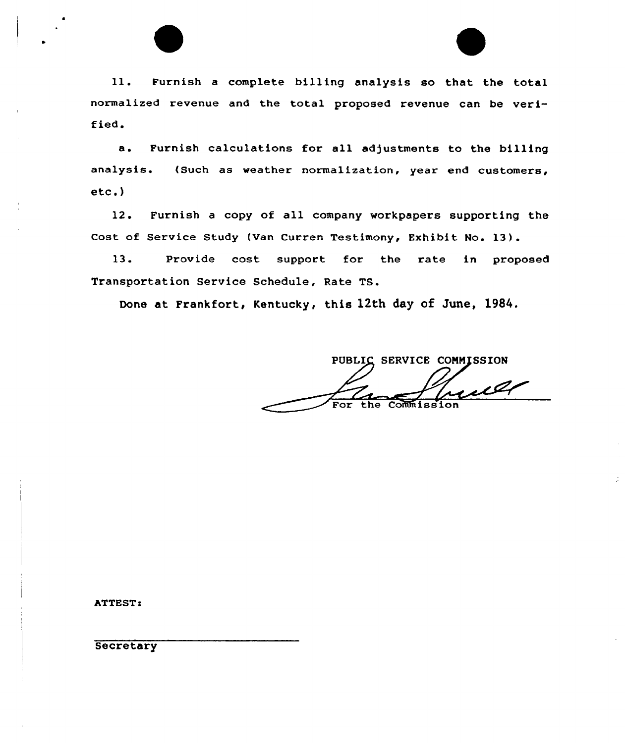11. Furnish a complete billing analysis so that the total normalized revenue and the total proposed revenue can be verified.

a. Furnish calculations for all adjustments to the billing analysis. (Such as weather normalization, year end customers, etc.)

12. Furnish a copy of all company workpapers supporting the Cost of Service Study (Van Curren Testimony, Exhibit No. 13).

13. Provide cost support for the rate in proposed Transportation Service Schedule, Rate TS.

Done at Frankfort, Kentucky, this 12th day of June, 1984.

PUBLIC SERVICE COMMISSION

For the Commission

ATTEST:

Secretary